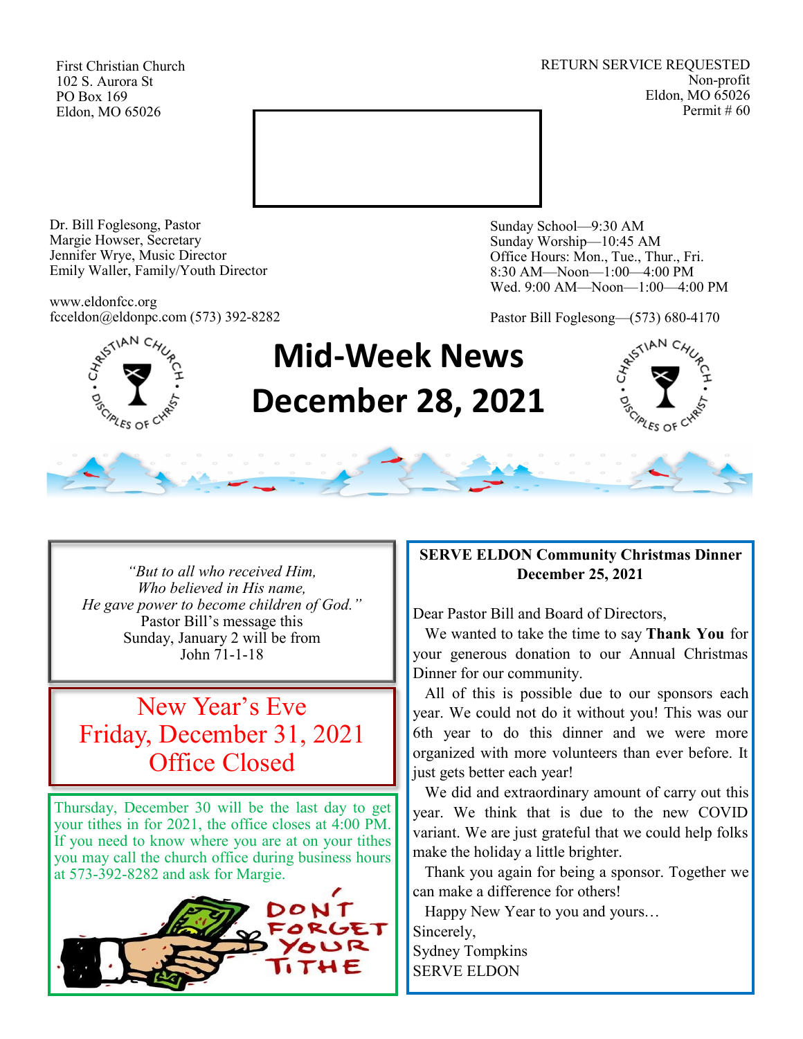First Christian Church
102 S. Aurora St
PO Box 169
Eldon, MO 65026

RETURN SERVICE REQUESTED
Non-profit
Eldon, MO 65026
Permit # 60

Dr. Bill Foglesong, Pastor
Margie Howser, Secretary
Jennifer Wrye, Music Director
Emily Waller, Family/Youth Director

www.eldonfcc.org
fcceldon@eldonpc.com (573) 392-8282

Sunday School—9:30 AM
Sunday Worship—10:45 AM
Office Hours: Mon., Tue., Thur., Fri.
8:30 AM—Noon—1:00—4:00 PM
Wed. 9:00 AM—Noon—1:00—4:00 PM

Pastor Bill Foglesong—(573) 680-4170

# Mid-Week News
# December 28, 2021

*"But to all who received Him,*
*Who believed in His name,*
*He gave power to become children of God."*
Pastor Bill's message this
Sunday, January 2 will be from
John 71-1-18

## New Year's Eve
## Friday, December 31, 2021
## Office Closed

Thursday, December 30 will be the last day to get your tithes in for 2021, the office closes at 4:00 PM. If you need to know where you are at on your tithes you may call the church office during business hours at 573-392-8282 and ask for Margie.

DON'T FORGET YOUR TITHE

**SERVE ELDON Community Christmas Dinner**
**December 25, 2021**

Dear Pastor Bill and Board of Directors,

We wanted to take the time to say **Thank You** for your generous donation to our Annual Christmas Dinner for our community.

All of this is possible due to our sponsors each year. We could not do it without you! This was our 6th year to do this dinner and we were more organized with more volunteers than ever before. It just gets better each year!

We did and extraordinary amount of carry out this year. We think that is due to the new COVID variant. We are just grateful that we could help folks make the holiday a little brighter.

Thank you again for being a sponsor. Together we can make a difference for others!

Happy New Year to you and yours…

Sincerely,
Sydney Tompkins
SERVE ELDON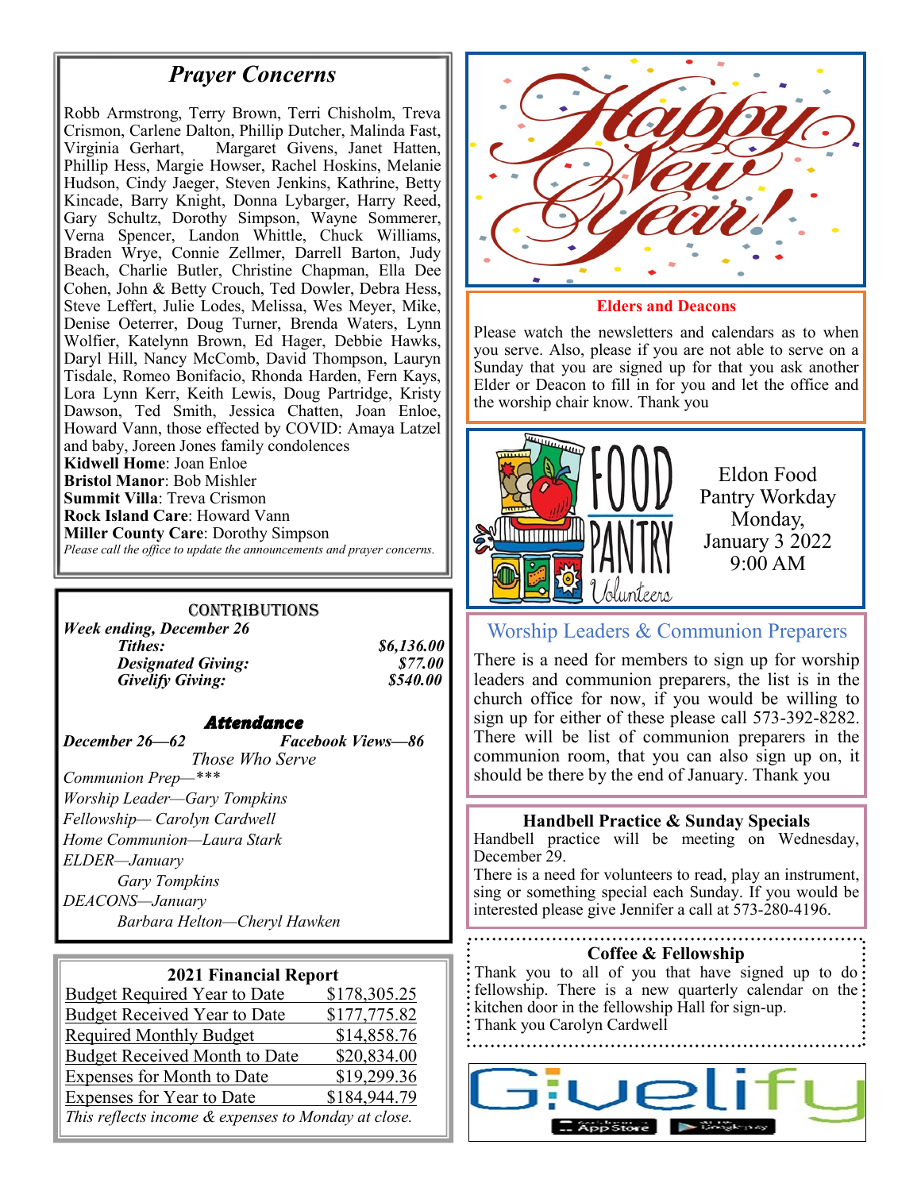## Prayer Concerns

Robb Armstrong, Terry Brown, Terri Chisholm, Treva Crismon, Carlene Dalton, Phillip Dutcher, Malinda Fast, Virginia Gerhart, Margaret Givens, Janet Hatten, Phillip Hess, Margie Howser, Rachel Hoskins, Melanie Hudson, Cindy Jaeger, Steven Jenkins, Kathrine, Betty Kincade, Barry Knight, Donna Lybarger, Harry Reed, Gary Schultz, Dorothy Simpson, Wayne Sommerer, Verna Spencer, Landon Whittle, Chuck Williams, Braden Wrye, Connie Zellmer, Darrell Barton, Judy Beach, Charlie Butler, Christine Chapman, Ella Dee Cohen, John & Betty Crouch, Ted Dowler, Debra Hess, Steve Leffert, Julie Lodes, Melissa, Wes Meyer, Mike, Denise Oeterrer, Doug Turner, Brenda Waters, Lynn Wolfier, Katelynn Brown, Ed Hager, Debbie Hawks, Daryl Hill, Nancy McComb, David Thompson, Lauryn Tisdale, Romeo Bonifacio, Rhonda Harden, Fern Kays, Lora Lynn Kerr, Keith Lewis, Doug Partridge, Kristy Dawson, Ted Smith, Jessica Chatten, Joan Enloe, Howard Vann, those effected by COVID: Amaya Latzel and baby, Joreen Jones family condolences

**Kidwell Home**: Joan Enloe
**Bristol Manor**: Bob Mishler
**Summit Villa**: Treva Crismon
**Rock Island Care**: Howard Vann
**Miller County Care**: Dorothy Simpson

*Please call the office to update the announcements and prayer concerns.*

## Contributions

***Week ending, December 26***

| | |
|---|---|
| ***Tithes:*** | ***$6,136.00*** |
| ***Designated Giving:*** | ***$77.00*** |
| ***Givelify Giving:*** | ***$540.00*** |

### *Attendance*

***December 26—62*** ***Facebook Views—86***

*Those Who Serve*

*Communion Prep—\*\*\**
*Worship Leader—Gary Tompkins*
*Fellowship— Carolyn Cardwell*
*Home Communion—Laura Stark*
*ELDER—January*
*Gary Tompkins*
*DEACONS—January*
*Barbara Helton—Cheryl Hawken*

## 2021 Financial Report

| | |
|---|---|
| Budget Required Year to Date | $178,305.25 |
| Budget Received Year to Date | $177,775.82 |
| Required Monthly Budget | $14,858.76 |
| Budget Received Month to Date | $20,834.00 |
| Expenses for Month to Date | $19,299.36 |
| Expenses for Year to Date | $184,944.79 |

*This reflects income & expenses to Monday at close.*

Happy New Year!

### Elders and Deacons

Please watch the newsletters and calendars as to when you serve. Also, please if you are not able to serve on a Sunday that you are signed up for that you ask another Elder or Deacon to fill in for you and let the office and the worship chair know. Thank you

FOOD PANTRY Volunteers

Eldon Food Pantry Workday
Monday, January 3 2022
9:00 AM

## Worship Leaders & Communion Preparers

There is a need for members to sign up for worship leaders and communion preparers, the list is in the church office for now, if you would be willing to sign up for either of these please call 573-392-8282. There will be list of communion preparers in the communion room, that you can also sign up on, it should be there by the end of January. Thank you

### Handbell Practice & Sunday Specials

Handbell practice will be meeting on Wednesday, December 29.

There is a need for volunteers to read, play an instrument, sing or something special each Sunday. If you would be interested please give Jennifer a call at 573-280-4196.

### Coffee & Fellowship

Thank you to all of you that have signed up to do fellowship. There is a new quarterly calendar on the kitchen door in the fellowship Hall for sign-up.
Thank you Carolyn Cardwell

Givelify